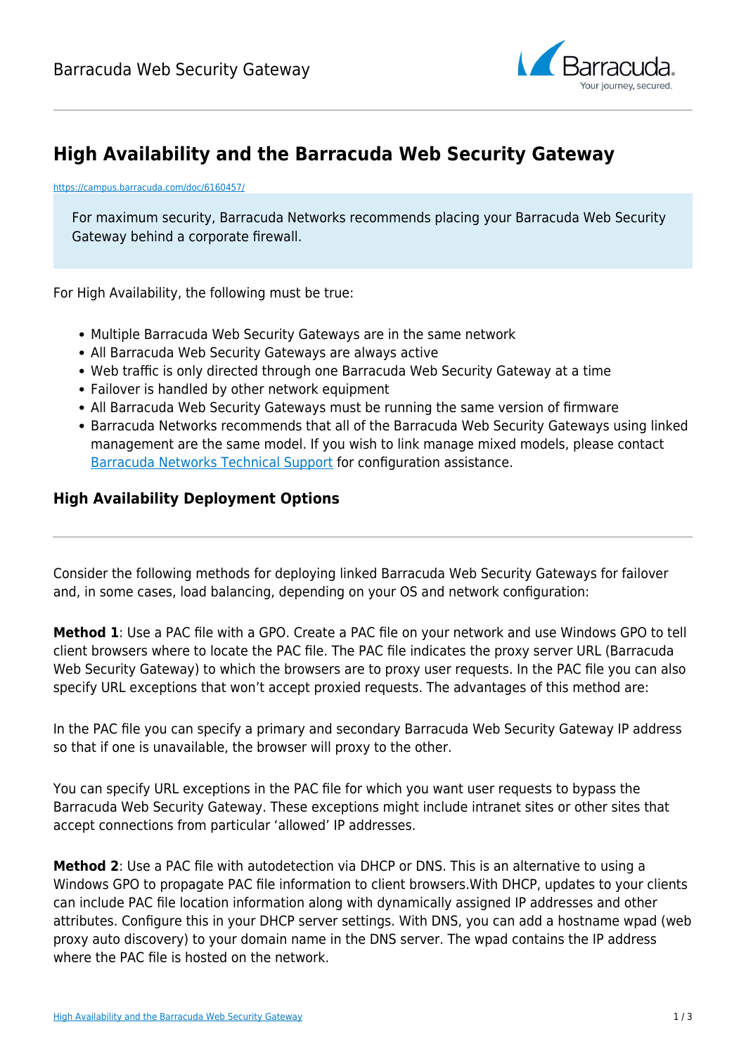# High Availability and the Barracuda Web Security Gateway

https://campus.barracuda.com/doc/6160457/

For maximum security, Barracuda Networks recommends placing your Barracuda Web Security Gateway behind a corporate firewall.

For High Availability, the following must be true:

- Multiple Barracuda Web Security Gateways are in the same network
- All Barracuda Web Security Gateways are always active
- Web traffic is only directed through one Barracuda Web Security Gateway at a time
- Failover is handled by other network equipment
- All Barracuda Web Security Gateways must be running the same version of firmware
- Barracuda Networks recommends that all of the Barracuda Web Security Gateways using linked management are the same model. If you wish to link manage mixed models, please contact Barracuda Networks Technical Support for configuration assistance.

## High Availability Deployment Options

Consider the following methods for deploying linked Barracuda Web Security Gateways for failover and, in some cases, load balancing, depending on your OS and network configuration:

**Method 1**: Use a PAC file with a GPO. Create a PAC file on your network and use Windows GPO to tell client browsers where to locate the PAC file. The PAC file indicates the proxy server URL (Barracuda Web Security Gateway) to which the browsers are to proxy user requests. In the PAC file you can also specify URL exceptions that won't accept proxied requests. The advantages of this method are:

In the PAC file you can specify a primary and secondary Barracuda Web Security Gateway IP address so that if one is unavailable, the browser will proxy to the other.

You can specify URL exceptions in the PAC file for which you want user requests to bypass the Barracuda Web Security Gateway. These exceptions might include intranet sites or other sites that accept connections from particular 'allowed' IP addresses.

**Method 2**: Use a PAC file with autodetection via DHCP or DNS. This is an alternative to using a Windows GPO to propagate PAC file information to client browsers.With DHCP, updates to your clients can include PAC file location information along with dynamically assigned IP addresses and other attributes. Configure this in your DHCP server settings. With DNS, you can add a hostname wpad (web proxy auto discovery) to your domain name in the DNS server. The wpad contains the IP address where the PAC file is hosted on the network.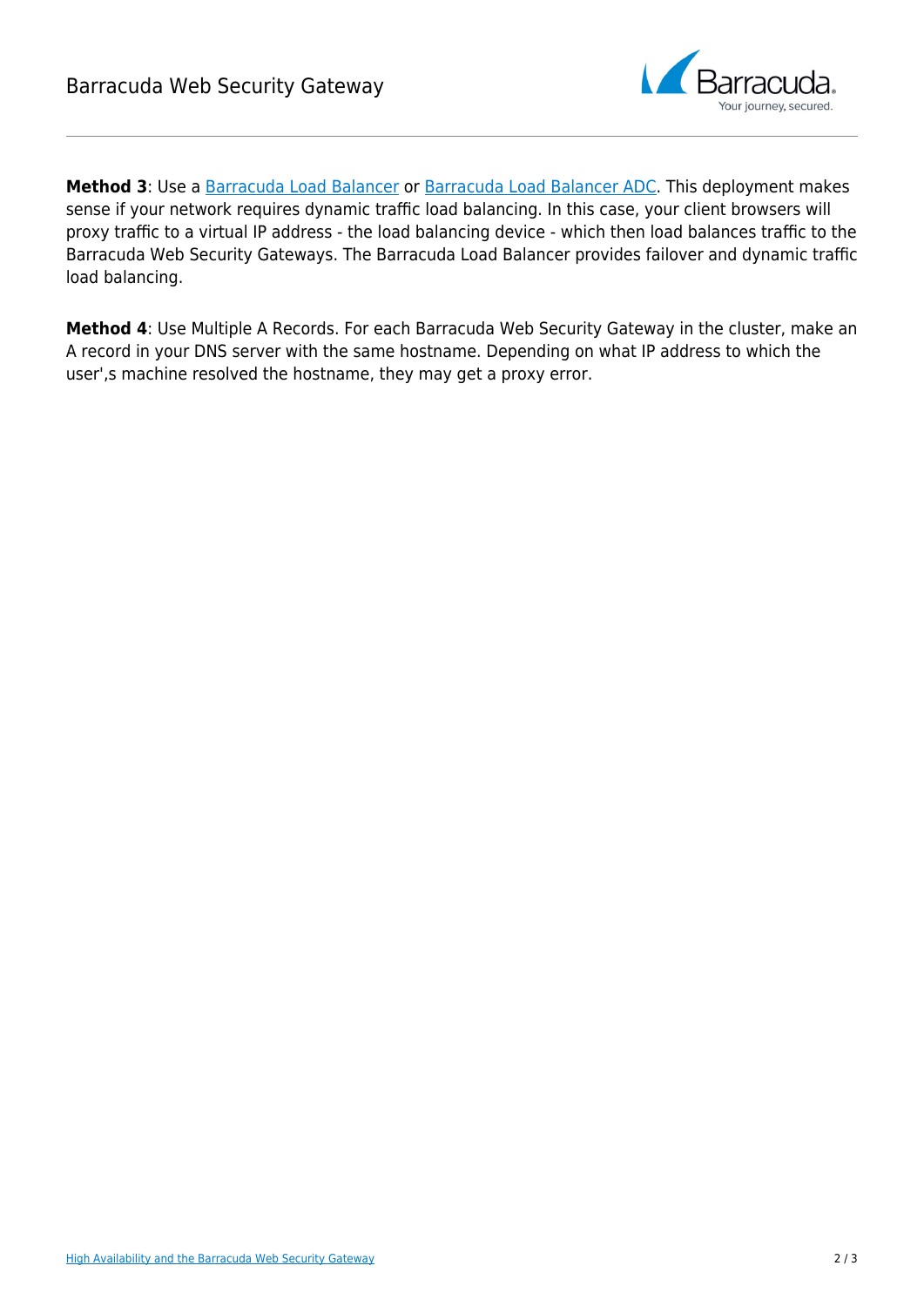**Method 3**: Use a Barracuda Load Balancer or Barracuda Load Balancer ADC. This deployment makes sense if your network requires dynamic traffic load balancing. In this case, your client browsers will proxy traffic to a virtual IP address - the load balancing device - which then load balances traffic to the Barracuda Web Security Gateways. The Barracuda Load Balancer provides failover and dynamic traffic load balancing.

**Method 4**: Use Multiple A Records. For each Barracuda Web Security Gateway in the cluster, make an A record in your DNS server with the same hostname. Depending on what IP address to which the user',s machine resolved the hostname, they may get a proxy error.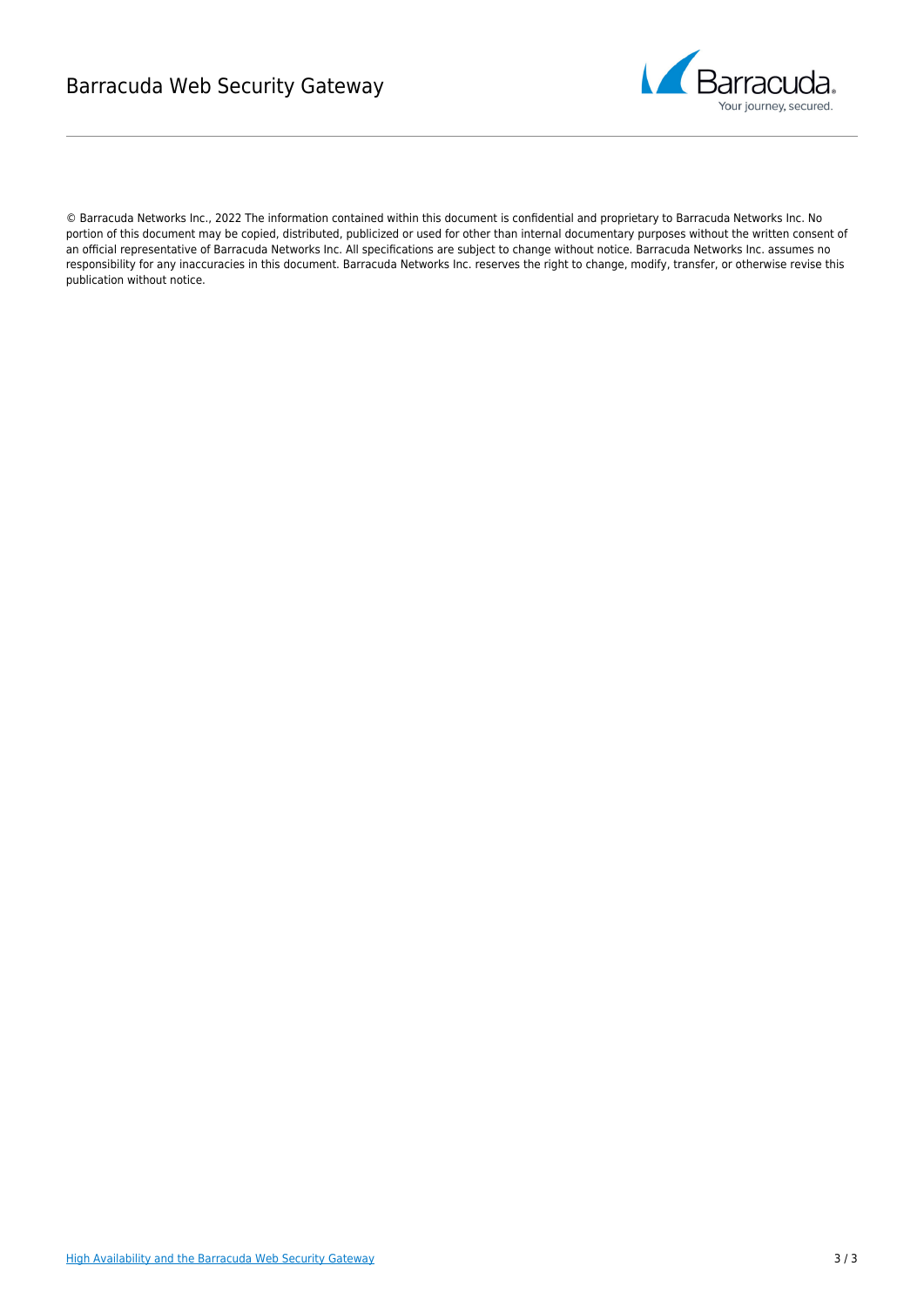© Barracuda Networks Inc., 2022 The information contained within this document is confidential and proprietary to Barracuda Networks Inc. No portion of this document may be copied, distributed, publicized or used for other than internal documentary purposes without the written consent of an official representative of Barracuda Networks Inc. All specifications are subject to change without notice. Barracuda Networks Inc. assumes no responsibility for any inaccuracies in this document. Barracuda Networks Inc. reserves the right to change, modify, transfer, or otherwise revise this publication without notice.